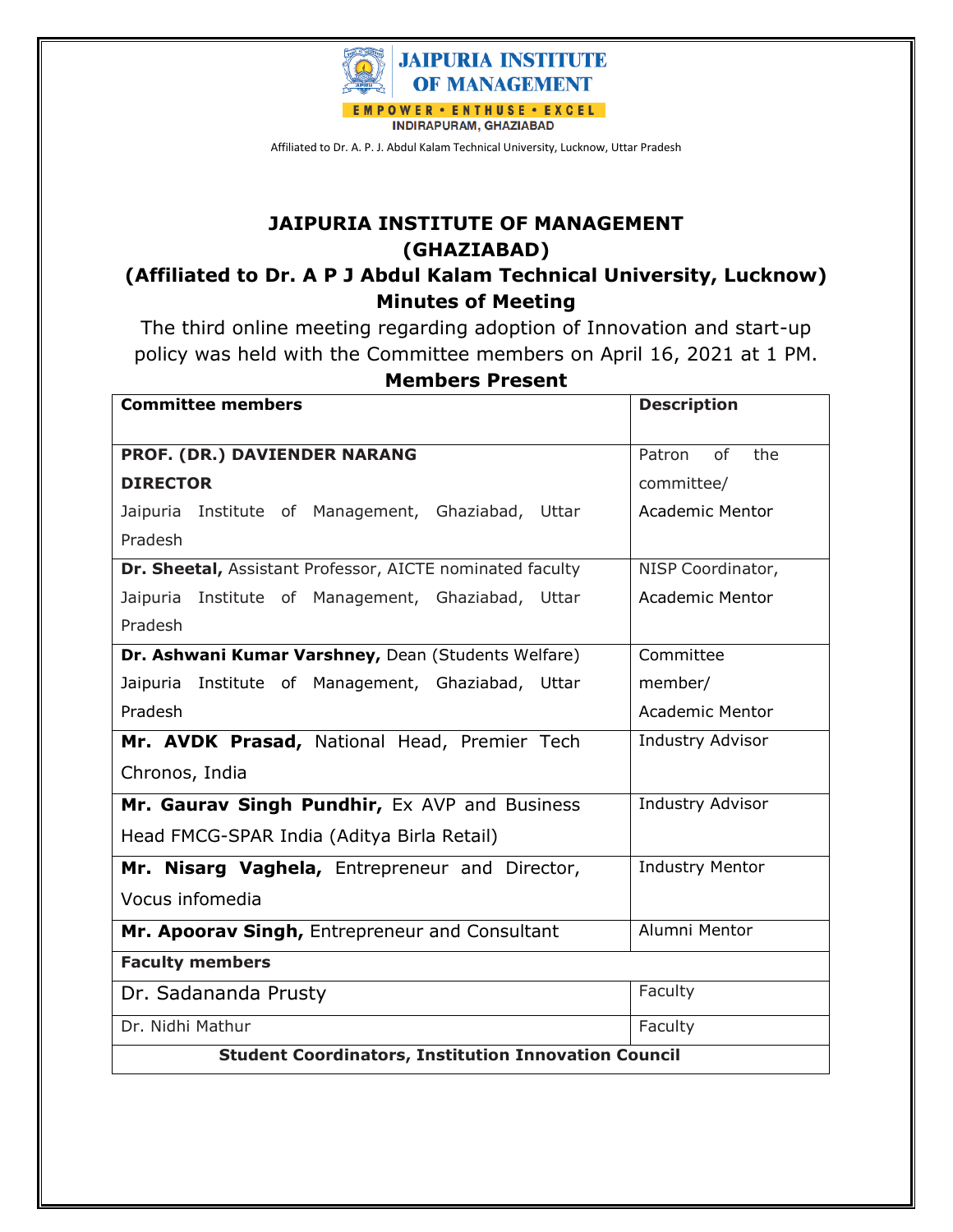**JAIPURIA INSTITUTE OF MANAGEMENT**

EMPOWER • ENTHUSE • EXCEL

INDIRAPURAM, GHAZIABAD

Affiliated to Dr. A. P. J. Abdul Kalam Technical University, Lucknow, Uttar Pradesh

# JAIPURIA INSTITUTE OF MANAGEMENT (GHAZIABAD)

## (Affiliated to Dr. A P J Abdul Kalam Technical University, Lucknow)

## Minutes of Meeting

The third online meeting regarding adoption of Innovation and start-up policy was held with the Committee members on April 16, 2021 at 1 PM.

### Members Present

| Committee members | Description |
|---|---|
| **PROF. (DR.) DAVIENDER NARANG**<br>**DIRECTOR**<br>Jaipuria Institute of Management, Ghaziabad, Uttar Pradesh | Patron of the committee/ Academic Mentor |
| **Dr. Sheetal,** Assistant Professor, AICTE nominated faculty<br>Jaipuria Institute of Management, Ghaziabad, Uttar Pradesh | NISP Coordinator, Academic Mentor |
| **Dr. Ashwani Kumar Varshney,** Dean (Students Welfare)<br>Jaipuria Institute of Management, Ghaziabad, Uttar Pradesh | Committee member/ Academic Mentor |
| **Mr. AVDK Prasad,** National Head, Premier Tech Chronos, India | Industry Advisor |
| **Mr. Gaurav Singh Pundhir,** Ex AVP and Business Head FMCG-SPAR India (Aditya Birla Retail) | Industry Advisor |
| **Mr. Nisarg Vaghela,** Entrepreneur and Director, Vocus infomedia | Industry Mentor |
| **Mr. Apoorav Singh,** Entrepreneur and Consultant | Alumni Mentor |
| **Faculty members** | |
| Dr. Sadananda Prusty | Faculty |
| Dr. Nidhi Mathur | Faculty |
| **Student Coordinators, Institution Innovation Council** | |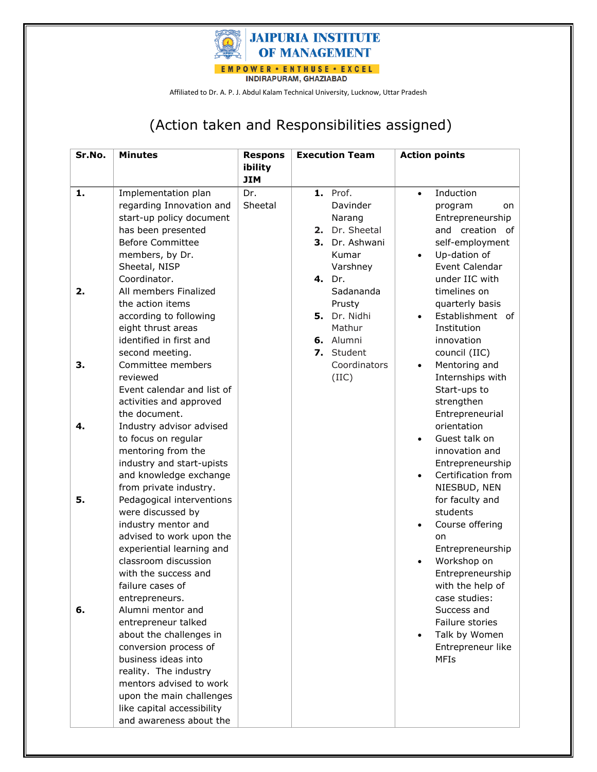# JAIPURIA INSTITUTE OF MANAGEMENT

EMPOWER • ENTHUSE • EXCEL

INDIRAPURAM, GHAZIABAD

Affiliated to Dr. A. P. J. Abdul Kalam Technical University, Lucknow, Uttar Pradesh

## (Action taken and Responsibilities assigned)

| Sr.No. | Minutes | Responsibility JIM | Execution Team | Action points |
|---|---|---|---|---|
| 1. | Implementation plan regarding Innovation and start-up policy document has been presented Before Committee members, by Dr. Sheetal, NISP Coordinator. | Dr. Sheetal | 1. Prof. Davinder Narang<br>2. Dr. Sheetal<br>3. Dr. Ashwani Kumar Varshney<br>4. Dr. Sadananda Prusty<br>5. Dr. Nidhi Mathur<br>6. Alumni<br>7. Student Coordinators (IIC) | • Induction program on Entrepreneurship and creation of self-employment<br>• Up-dation of Event Calendar under IIC with timelines on quarterly basis<br>• Establishment of Institution innovation council (IIC)<br>• Mentoring and Internships with Start-ups to strengthen Entrepreneurial orientation<br>• Guest talk on innovation and Entrepreneurship<br>• Certification from NIESBUD, NEN for faculty and students<br>• Course offering on Entrepreneurship<br>• Workshop on Entrepreneurship with the help of case studies: Success and Failure stories<br>• Talk by Women Entrepreneur like MFIs |
| 2. | All members Finalized the action items according to following eight thrust areas identified in first and second meeting. | | | |
| 3. | Committee members reviewed Event calendar and list of activities and approved the document. | | | |
| 4. | Industry advisor advised to focus on regular mentoring from the industry and start-upists and knowledge exchange from private industry. | | | |
| 5. | Pedagogical interventions were discussed by industry mentor and advised to work upon the experiential learning and classroom discussion with the success and failure cases of entrepreneurs. | | | |
| 6. | Alumni mentor and entrepreneur talked about the challenges in conversion process of business ideas into reality. The industry mentors advised to work upon the main challenges like capital accessibility and awareness about the | | | |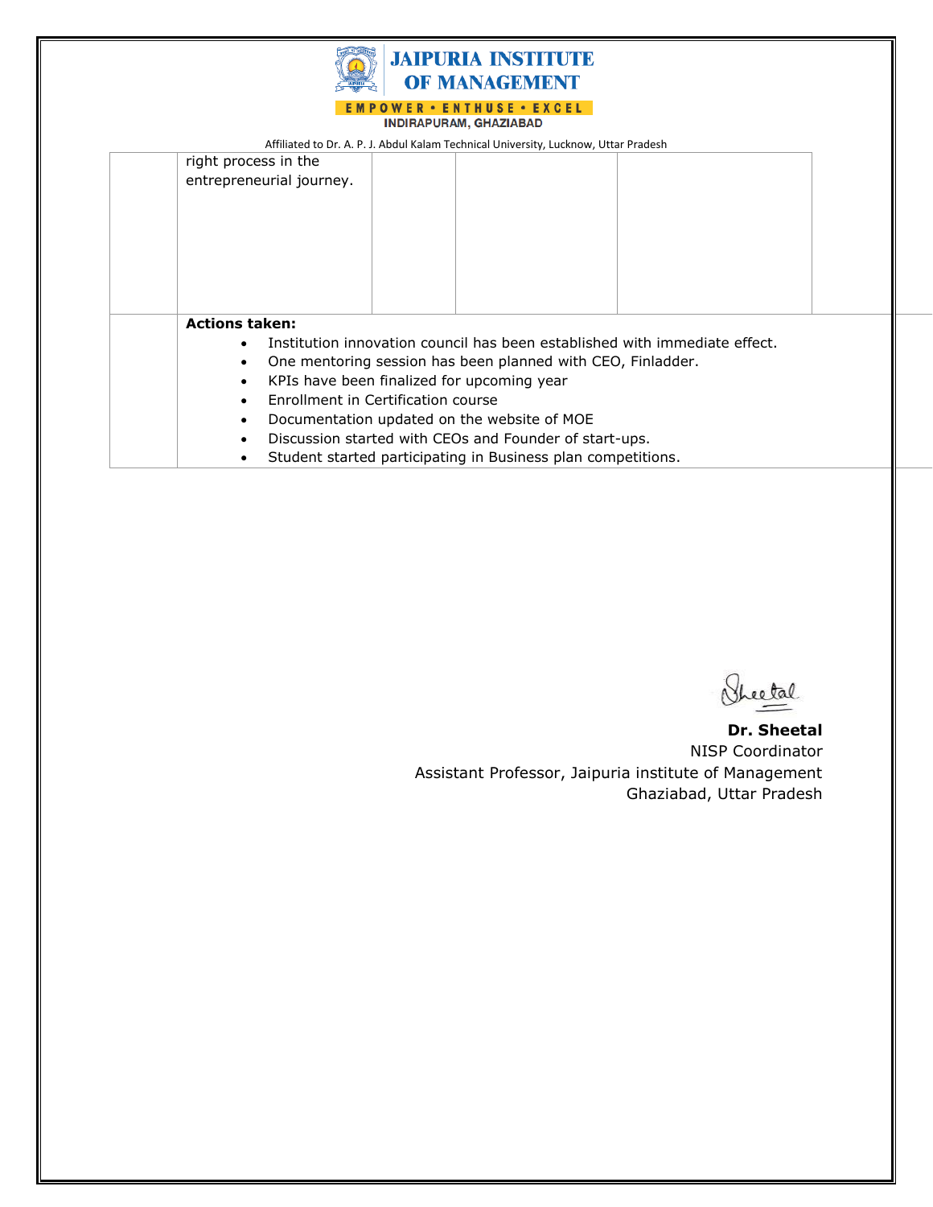| | | | | | |
|---|---|---|---|---|---|
| | right process in the entrepreneurial journey. | | | | |
| | **Actions taken:**<br>• Institution innovation council has been established with immediate effect.<br>• One mentoring session has been planned with CEO, Finladder.<br>• KPIs have been finalized for upcoming year<br>• Enrollment in Certification course<br>• Documentation updated on the website of MOE<br>• Discussion started with CEOs and Founder of start-ups.<br>• Student started participating in Business plan competitions. | | | | |

**Dr. Sheetal**
NISP Coordinator
Assistant Professor, Jaipuria institute of Management
Ghaziabad, Uttar Pradesh